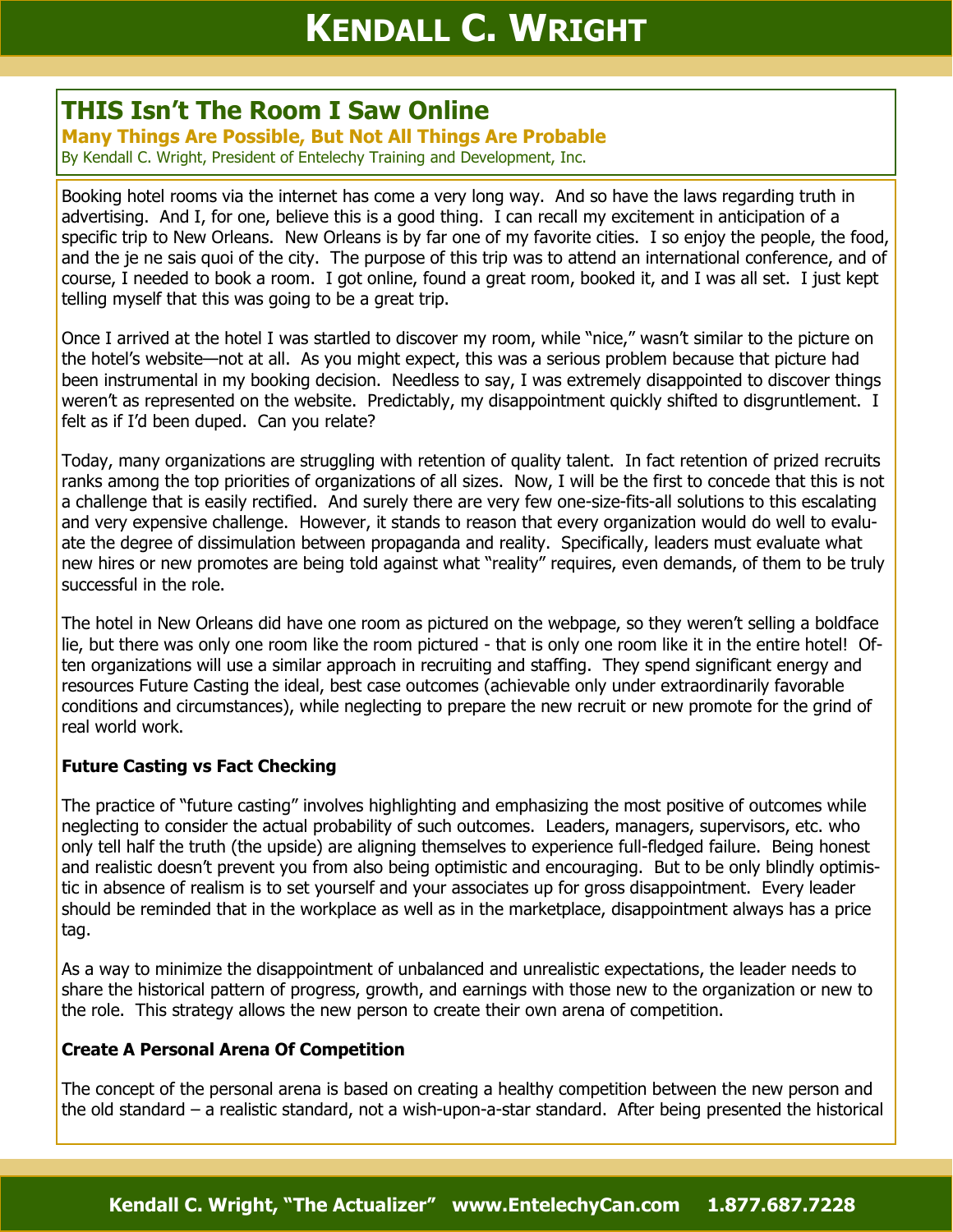# THIS Isn't The Room I Saw Online

## Many Things Are Possible, But Not All Things Are Probable

By Kendall C. Wright, President of Entelechy Training and Development, Inc.

Booking hotel rooms via the internet has come a very long way. And so have the laws regarding truth in advertising. And I, for one, believe this is a good thing. I can recall my excitement in anticipation of a specific trip to New Orleans. New Orleans is by far one of my favorite cities. I so enjoy the people, the food, and the je ne sais quoi of the city. The purpose of this trip was to attend an international conference, and of course, I needed to book a room. I got online, found a great room, booked it, and I was all set. I just kept telling myself that this was going to be a great trip.

Once I arrived at the hotel I was startled to discover my room, while "nice," wasn't similar to the picture on the hotel's website—not at all. As you might expect, this was a serious problem because that picture had been instrumental in my booking decision. Needless to say, I was extremely disappointed to discover things weren't as represented on the website. Predictably, my disappointment quickly shifted to disgruntlement. I felt as if I'd been duped. Can you relate?

Today, many organizations are struggling with retention of quality talent. In fact retention of prized recruits ranks among the top priorities of organizations of all sizes. Now, I will be the first to concede that this is not a challenge that is easily rectified. And surely there are very few one-size-fits-all solutions to this escalating and very expensive challenge. However, it stands to reason that every organization would do well to evaluate the degree of dissimulation between propaganda and reality. Specifically, leaders must evaluate what new hires or new promotes are being told against what "reality" requires, even demands, of them to be truly successful in the role.

The hotel in New Orleans did have one room as pictured on the webpage, so they weren't selling a boldface lie, but there was only one room like the room pictured - that is only one room like it in the entire hotel! Often organizations will use a similar approach in recruiting and staffing. They spend significant energy and resources Future Casting the ideal, best case outcomes (achievable only under extraordinarily favorable conditions and circumstances), while neglecting to prepare the new recruit or new promote for the grind of real world work.

**Future Casting vs Fact Checking**

The practice of "future casting" involves highlighting and emphasizing the most positive of outcomes while neglecting to consider the actual probability of such outcomes. Leaders, managers, supervisors, etc. who only tell half the truth (the upside) are aligning themselves to experience full-fledged failure. Being honest and realistic doesn't prevent you from also being optimistic and encouraging. But to be only blindly optimistic in absence of realism is to set yourself and your associates up for gross disappointment. Every leader should be reminded that in the workplace as well as in the marketplace, disappointment always has a price tag.

As a way to minimize the disappointment of unbalanced and unrealistic expectations, the leader needs to share the historical pattern of progress, growth, and earnings with those new to the organization or new to the role. This strategy allows the new person to create their own arena of competition.

**Create A Personal Arena Of Competition**

The concept of the personal arena is based on creating a healthy competition between the new person and the old standard – a realistic standard, not a wish-upon-a-star standard. After being presented the historical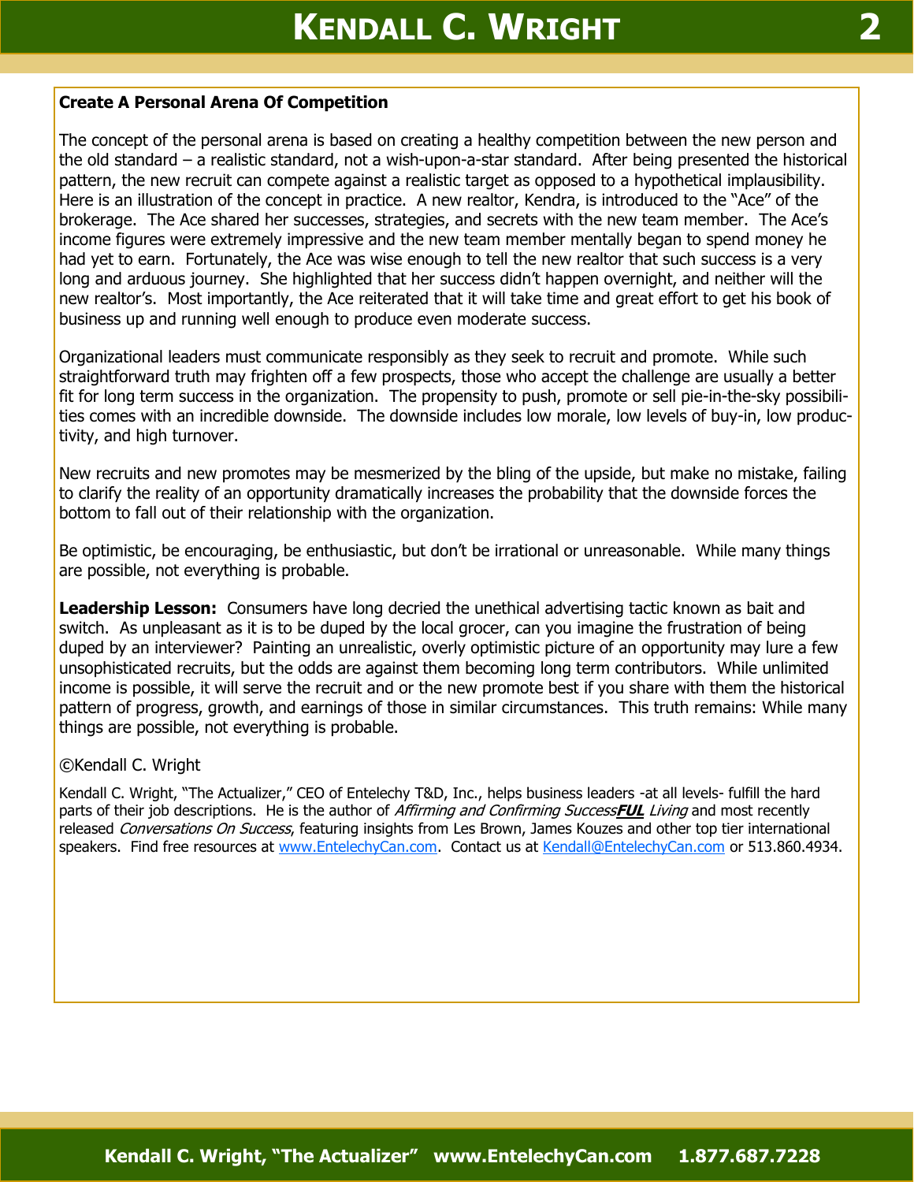**Create A Personal Arena Of Competition**

The concept of the personal arena is based on creating a healthy competition between the new person and the old standard – a realistic standard, not a wish-upon-a-star standard. After being presented the historical pattern, the new recruit can compete against a realistic target as opposed to a hypothetical implausibility. Here is an illustration of the concept in practice. A new realtor, Kendra, is introduced to the "Ace" of the brokerage. The Ace shared her successes, strategies, and secrets with the new team member. The Ace's income figures were extremely impressive and the new team member mentally began to spend money he had yet to earn. Fortunately, the Ace was wise enough to tell the new realtor that such success is a very long and arduous journey. She highlighted that her success didn't happen overnight, and neither will the new realtor's. Most importantly, the Ace reiterated that it will take time and great effort to get his book of business up and running well enough to produce even moderate success.

Organizational leaders must communicate responsibly as they seek to recruit and promote. While such straightforward truth may frighten off a few prospects, those who accept the challenge are usually a better fit for long term success in the organization. The propensity to push, promote or sell pie-in-the-sky possibilities comes with an incredible downside. The downside includes low morale, low levels of buy-in, low productivity, and high turnover.

New recruits and new promotes may be mesmerized by the bling of the upside, but make no mistake, failing to clarify the reality of an opportunity dramatically increases the probability that the downside forces the bottom to fall out of their relationship with the organization.

Be optimistic, be encouraging, be enthusiastic, but don't be irrational or unreasonable. While many things are possible, not everything is probable.

**Leadership Lesson:** Consumers have long decried the unethical advertising tactic known as bait and switch. As unpleasant as it is to be duped by the local grocer, can you imagine the frustration of being duped by an interviewer? Painting an unrealistic, overly optimistic picture of an opportunity may lure a few unsophisticated recruits, but the odds are against them becoming long term contributors. While unlimited income is possible, it will serve the recruit and or the new promote best if you share with them the historical pattern of progress, growth, and earnings of those in similar circumstances. This truth remains: While many things are possible, not everything is probable.

©Kendall C. Wright

Kendall C. Wright, "The Actualizer," CEO of Entelechy T&D, Inc., helps business leaders -at all levels- fulfill the hard parts of their job descriptions. He is the author of *Affirming and Confirming Success**FUL** Living* and most recently released *Conversations On Success*, featuring insights from Les Brown, James Kouzes and other top tier international speakers. Find free resources at www.EntelechyCan.com. Contact us at Kendall@EntelechyCan.com or 513.860.4934.